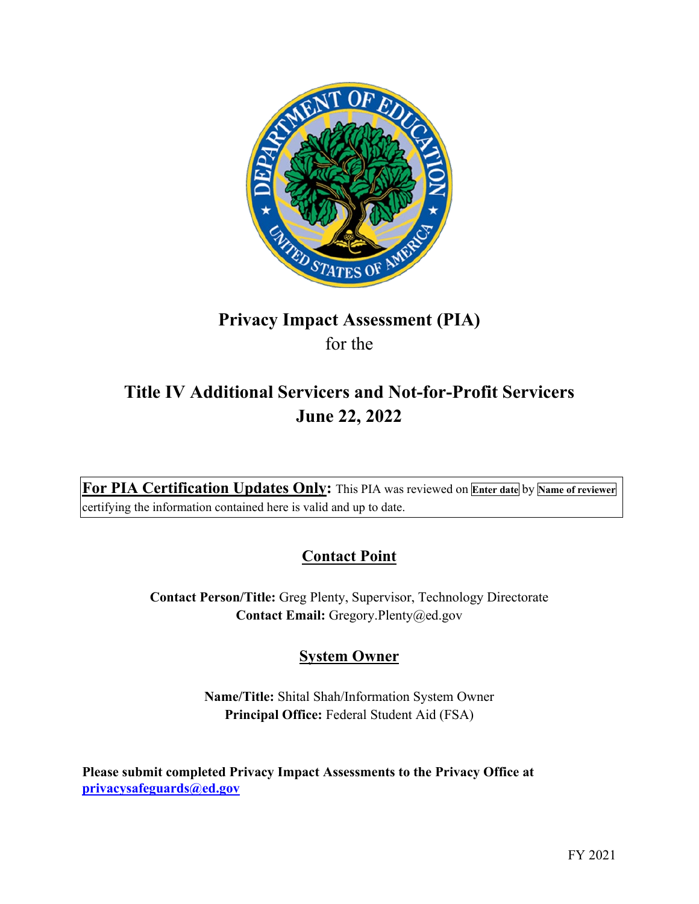# Privacy Impact Assessment (PIA)

for the

# Title IV Additional Servicers and Not-for-Profit Servicers
## June 22, 2022

**For PIA Certification Updates Only:** This PIA was reviewed on **Enter date** by **Name of reviewer** certifying the information contained here is valid and up to date.

## Contact Point

**Contact Person/Title:** Greg Plenty, Supervisor, Technology Directorate
**Contact Email:** Gregory.Plenty@ed.gov

## System Owner

**Name/Title:** Shital Shah/Information System Owner
**Principal Office:** Federal Student Aid (FSA)

**Please submit completed Privacy Impact Assessments to the Privacy Office at privacysafeguards@ed.gov**

FY 2021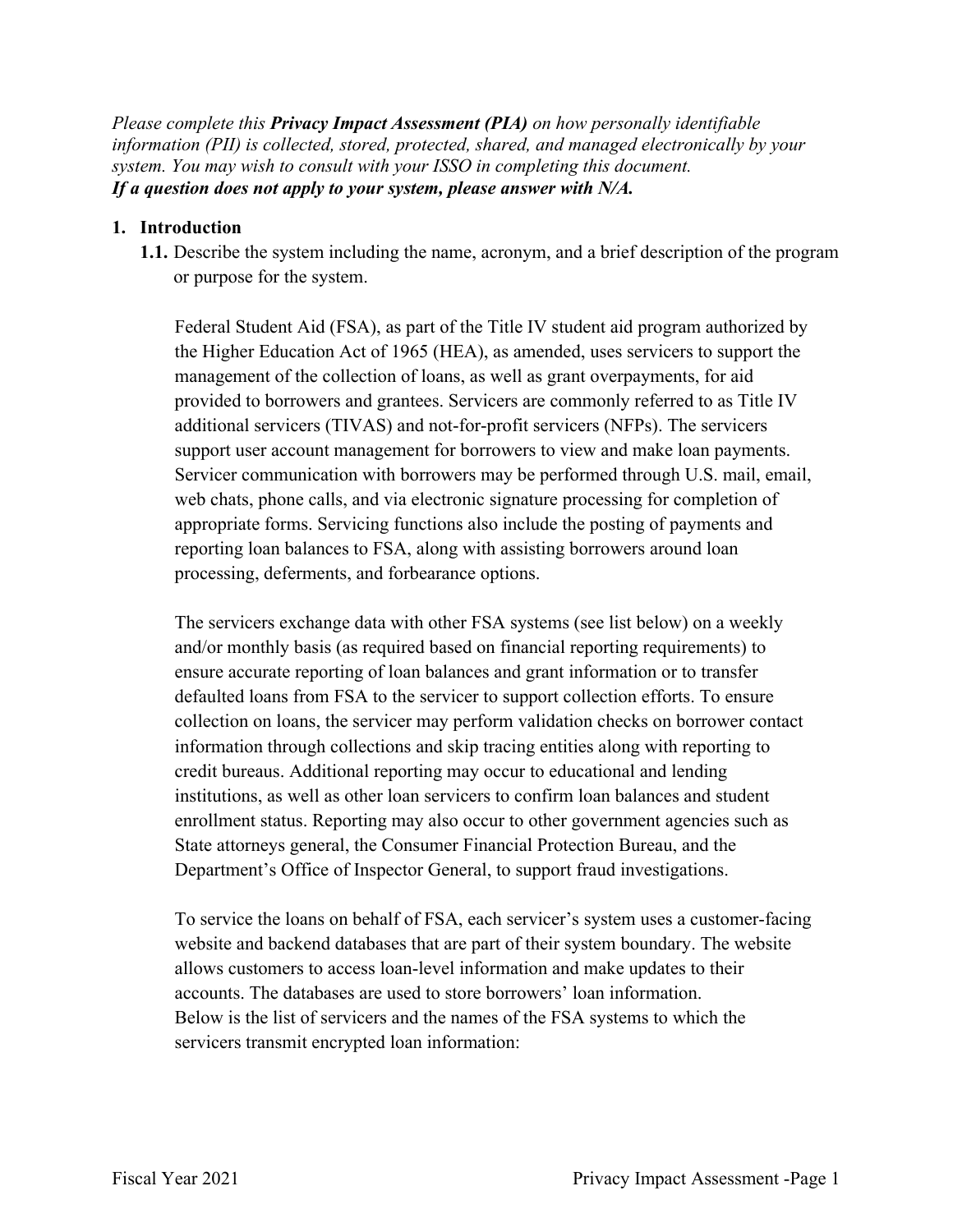*Please complete this* ***Privacy Impact Assessment (PIA)*** *on how personally identifiable information (PII) is collected, stored, protected, shared, and managed electronically by your system. You may wish to consult with your ISSO in completing this document.*
***If a question does not apply to your system, please answer with N/A.***

**1. Introduction**

**1.1.** Describe the system including the name, acronym, and a brief description of the program or purpose for the system.

Federal Student Aid (FSA), as part of the Title IV student aid program authorized by the Higher Education Act of 1965 (HEA), as amended, uses servicers to support the management of the collection of loans, as well as grant overpayments, for aid provided to borrowers and grantees. Servicers are commonly referred to as Title IV additional servicers (TIVAS) and not-for-profit servicers (NFPs). The servicers support user account management for borrowers to view and make loan payments. Servicer communication with borrowers may be performed through U.S. mail, email, web chats, phone calls, and via electronic signature processing for completion of appropriate forms. Servicing functions also include the posting of payments and reporting loan balances to FSA, along with assisting borrowers around loan processing, deferments, and forbearance options.

The servicers exchange data with other FSA systems (see list below) on a weekly and/or monthly basis (as required based on financial reporting requirements) to ensure accurate reporting of loan balances and grant information or to transfer defaulted loans from FSA to the servicer to support collection efforts. To ensure collection on loans, the servicer may perform validation checks on borrower contact information through collections and skip tracing entities along with reporting to credit bureaus. Additional reporting may occur to educational and lending institutions, as well as other loan servicers to confirm loan balances and student enrollment status. Reporting may also occur to other government agencies such as State attorneys general, the Consumer Financial Protection Bureau, and the Department's Office of Inspector General, to support fraud investigations.

To service the loans on behalf of FSA, each servicer's system uses a customer-facing website and backend databases that are part of their system boundary. The website allows customers to access loan-level information and make updates to their accounts. The databases are used to store borrowers' loan information.
Below is the list of servicers and the names of the FSA systems to which the servicers transmit encrypted loan information: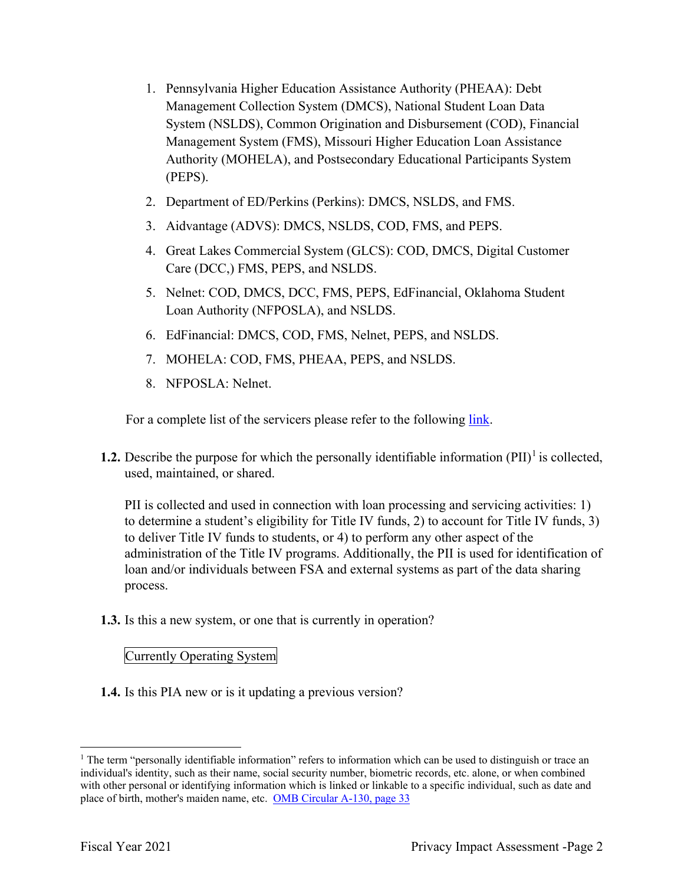1. Pennsylvania Higher Education Assistance Authority (PHEAA): Debt Management Collection System (DMCS), National Student Loan Data System (NSLDS), Common Origination and Disbursement (COD), Financial Management System (FMS), Missouri Higher Education Loan Assistance Authority (MOHELA), and Postsecondary Educational Participants System (PEPS).
2. Department of ED/Perkins (Perkins): DMCS, NSLDS, and FMS.
3. Aidvantage (ADVS): DMCS, NSLDS, COD, FMS, and PEPS.
4. Great Lakes Commercial System (GLCS): COD, DMCS, Digital Customer Care (DCC,) FMS, PEPS, and NSLDS.
5. Nelnet: COD, DMCS, DCC, FMS, PEPS, EdFinancial, Oklahoma Student Loan Authority (NFPOSLA), and NSLDS.
6. EdFinancial: DMCS, COD, FMS, Nelnet, PEPS, and NSLDS.
7. MOHELA: COD, FMS, PHEAA, PEPS, and NSLDS.
8. NFPOSLA: Nelnet.

For a complete list of the servicers please refer to the following link.

**1.2.** Describe the purpose for which the personally identifiable information (PII)[1] is collected, used, maintained, or shared.

PII is collected and used in connection with loan processing and servicing activities: 1) to determine a student's eligibility for Title IV funds, 2) to account for Title IV funds, 3) to deliver Title IV funds to students, or 4) to perform any other aspect of the administration of the Title IV programs. Additionally, the PII is used for identification of loan and/or individuals between FSA and external systems as part of the data sharing process.

**1.3.** Is this a new system, or one that is currently in operation?

Currently Operating System

**1.4.** Is this PIA new or is it updating a previous version?

---

[1] The term "personally identifiable information" refers to information which can be used to distinguish or trace an individual's identity, such as their name, social security number, biometric records, etc. alone, or when combined with other personal or identifying information which is linked or linkable to a specific individual, such as date and place of birth, mother's maiden name, etc. OMB Circular A-130, page 33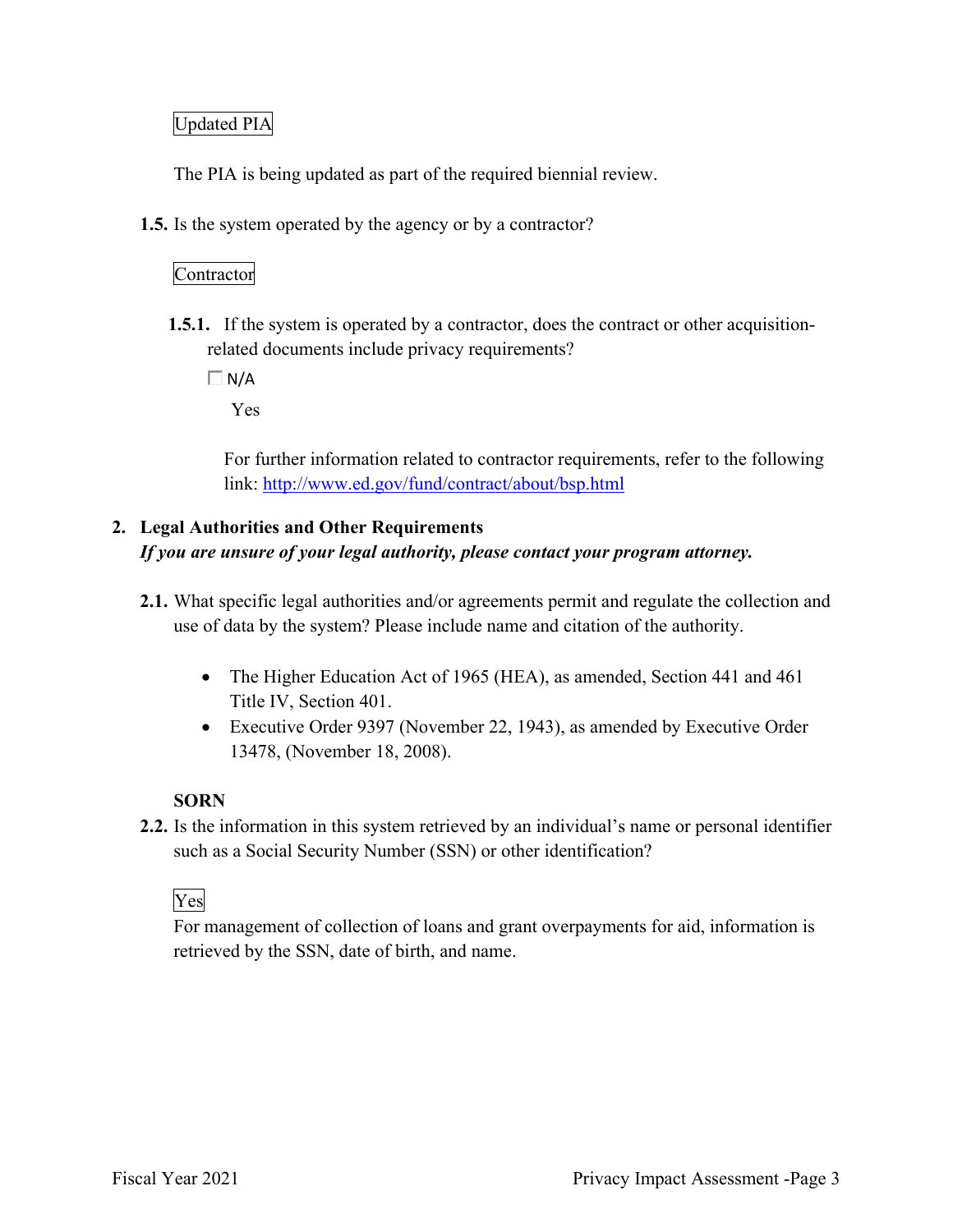Updated PIA

The PIA is being updated as part of the required biennial review.

**1.5.** Is the system operated by the agency or by a contractor?

Contractor

**1.5.1.** If the system is operated by a contractor, does the contract or other acquisition-related documents include privacy requirements?

☐ N/A

Yes

For further information related to contractor requirements, refer to the following link: http://www.ed.gov/fund/contract/about/bsp.html

## 2. Legal Authorities and Other Requirements

***If you are unsure of your legal authority, please contact your program attorney.***

**2.1.** What specific legal authorities and/or agreements permit and regulate the collection and use of data by the system? Please include name and citation of the authority.

- The Higher Education Act of 1965 (HEA), as amended, Section 441 and 461 Title IV, Section 401.
- Executive Order 9397 (November 22, 1943), as amended by Executive Order 13478, (November 18, 2008).

**SORN**

**2.2.** Is the information in this system retrieved by an individual's name or personal identifier such as a Social Security Number (SSN) or other identification?

Yes

For management of collection of loans and grant overpayments for aid, information is retrieved by the SSN, date of birth, and name.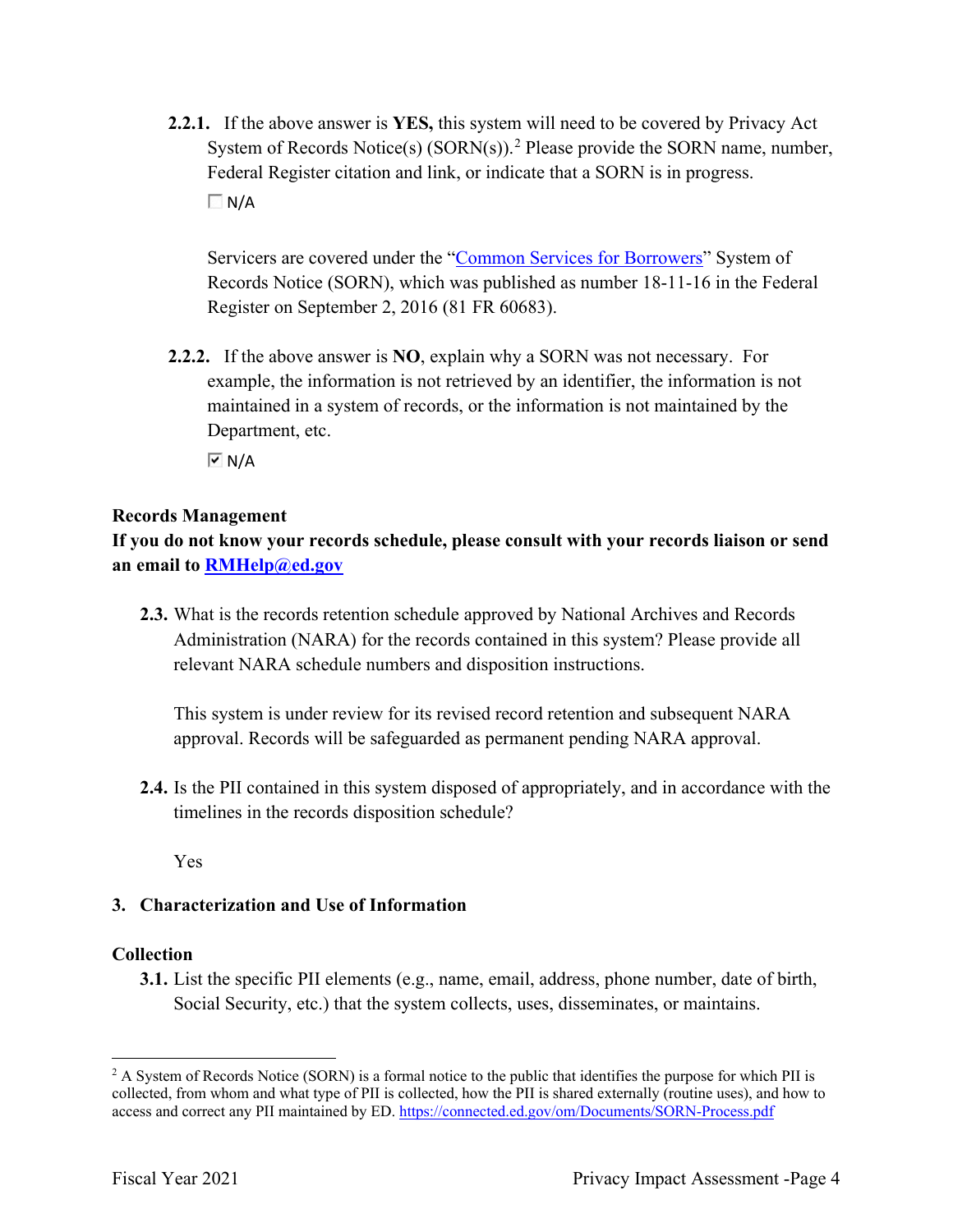**2.2.1.** If the above answer is **YES,** this system will need to be covered by Privacy Act System of Records Notice(s) (SORN(s)).[2] Please provide the SORN name, number, Federal Register citation and link, or indicate that a SORN is in progress.

☐ N/A

Servicers are covered under the "Common Services for Borrowers" System of Records Notice (SORN), which was published as number 18-11-16 in the Federal Register on September 2, 2016 (81 FR 60683).

**2.2.2.** If the above answer is **NO**, explain why a SORN was not necessary. For example, the information is not retrieved by an identifier, the information is not maintained in a system of records, or the information is not maintained by the Department, etc.

☑ N/A

**Records Management**

**If you do not know your records schedule, please consult with your records liaison or send an email to RMHelp@ed.gov**

**2.3.** What is the records retention schedule approved by National Archives and Records Administration (NARA) for the records contained in this system? Please provide all relevant NARA schedule numbers and disposition instructions.

This system is under review for its revised record retention and subsequent NARA approval. Records will be safeguarded as permanent pending NARA approval.

**2.4.** Is the PII contained in this system disposed of appropriately, and in accordance with the timelines in the records disposition schedule?

Yes

## 3. Characterization and Use of Information

**Collection**

**3.1.** List the specific PII elements (e.g., name, email, address, phone number, date of birth, Social Security, etc.) that the system collects, uses, disseminates, or maintains.

---

[2] A System of Records Notice (SORN) is a formal notice to the public that identifies the purpose for which PII is collected, from whom and what type of PII is collected, how the PII is shared externally (routine uses), and how to access and correct any PII maintained by ED. https://connected.ed.gov/om/Documents/SORN-Process.pdf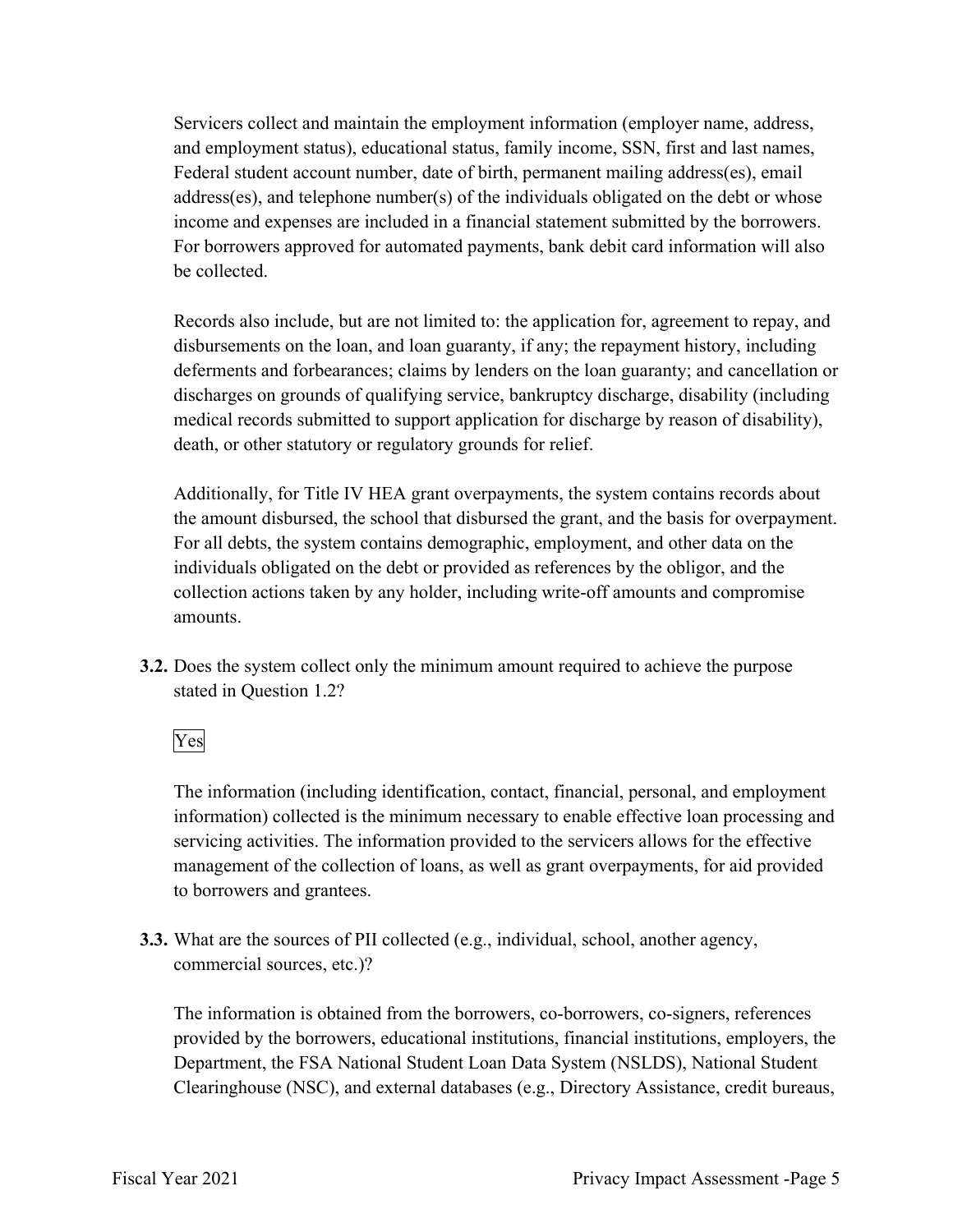Servicers collect and maintain the employment information (employer name, address, and employment status), educational status, family income, SSN, first and last names, Federal student account number, date of birth, permanent mailing address(es), email address(es), and telephone number(s) of the individuals obligated on the debt or whose income and expenses are included in a financial statement submitted by the borrowers. For borrowers approved for automated payments, bank debit card information will also be collected.

Records also include, but are not limited to: the application for, agreement to repay, and disbursements on the loan, and loan guaranty, if any; the repayment history, including deferments and forbearances; claims by lenders on the loan guaranty; and cancellation or discharges on grounds of qualifying service, bankruptcy discharge, disability (including medical records submitted to support application for discharge by reason of disability), death, or other statutory or regulatory grounds for relief.

Additionally, for Title IV HEA grant overpayments, the system contains records about the amount disbursed, the school that disbursed the grant, and the basis for overpayment. For all debts, the system contains demographic, employment, and other data on the individuals obligated on the debt or provided as references by the obligor, and the collection actions taken by any holder, including write-off amounts and compromise amounts.

**3.2.** Does the system collect only the minimum amount required to achieve the purpose stated in Question 1.2?

Yes

The information (including identification, contact, financial, personal, and employment information) collected is the minimum necessary to enable effective loan processing and servicing activities. The information provided to the servicers allows for the effective management of the collection of loans, as well as grant overpayments, for aid provided to borrowers and grantees.

**3.3.** What are the sources of PII collected (e.g., individual, school, another agency, commercial sources, etc.)?

The information is obtained from the borrowers, co-borrowers, co-signers, references provided by the borrowers, educational institutions, financial institutions, employers, the Department, the FSA National Student Loan Data System (NSLDS), National Student Clearinghouse (NSC), and external databases (e.g., Directory Assistance, credit bureaus,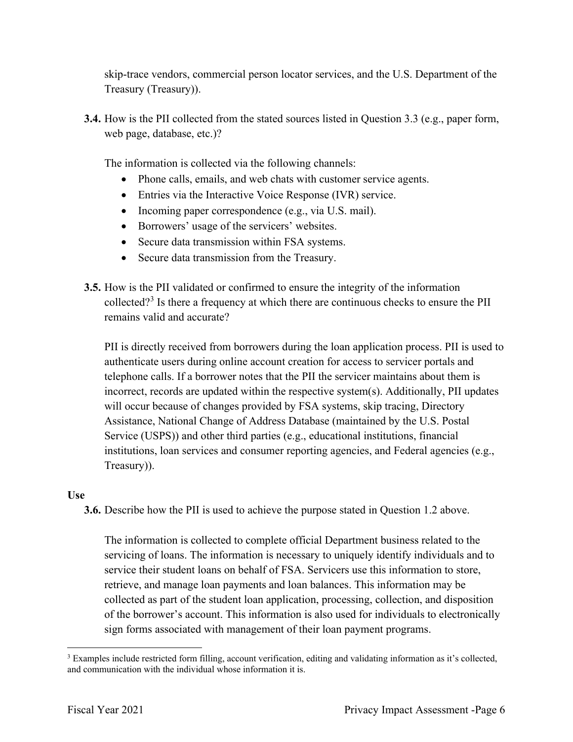skip-trace vendors, commercial person locator services, and the U.S. Department of the Treasury (Treasury)).

**3.4.** How is the PII collected from the stated sources listed in Question 3.3 (e.g., paper form, web page, database, etc.)?

The information is collected via the following channels:

- Phone calls, emails, and web chats with customer service agents.
- Entries via the Interactive Voice Response (IVR) service.
- Incoming paper correspondence (e.g., via U.S. mail).
- Borrowers' usage of the servicers' websites.
- Secure data transmission within FSA systems.
- Secure data transmission from the Treasury.

**3.5.** How is the PII validated or confirmed to ensure the integrity of the information collected?[3] Is there a frequency at which there are continuous checks to ensure the PII remains valid and accurate?

PII is directly received from borrowers during the loan application process. PII is used to authenticate users during online account creation for access to servicer portals and telephone calls. If a borrower notes that the PII the servicer maintains about them is incorrect, records are updated within the respective system(s). Additionally, PII updates will occur because of changes provided by FSA systems, skip tracing, Directory Assistance, National Change of Address Database (maintained by the U.S. Postal Service (USPS)) and other third parties (e.g., educational institutions, financial institutions, loan services and consumer reporting agencies, and Federal agencies (e.g., Treasury)).

**Use**

**3.6.** Describe how the PII is used to achieve the purpose stated in Question 1.2 above.

The information is collected to complete official Department business related to the servicing of loans. The information is necessary to uniquely identify individuals and to service their student loans on behalf of FSA. Servicers use this information to store, retrieve, and manage loan payments and loan balances. This information may be collected as part of the student loan application, processing, collection, and disposition of the borrower's account. This information is also used for individuals to electronically sign forms associated with management of their loan payment programs.

---

[3] Examples include restricted form filling, account verification, editing and validating information as it's collected, and communication with the individual whose information it is.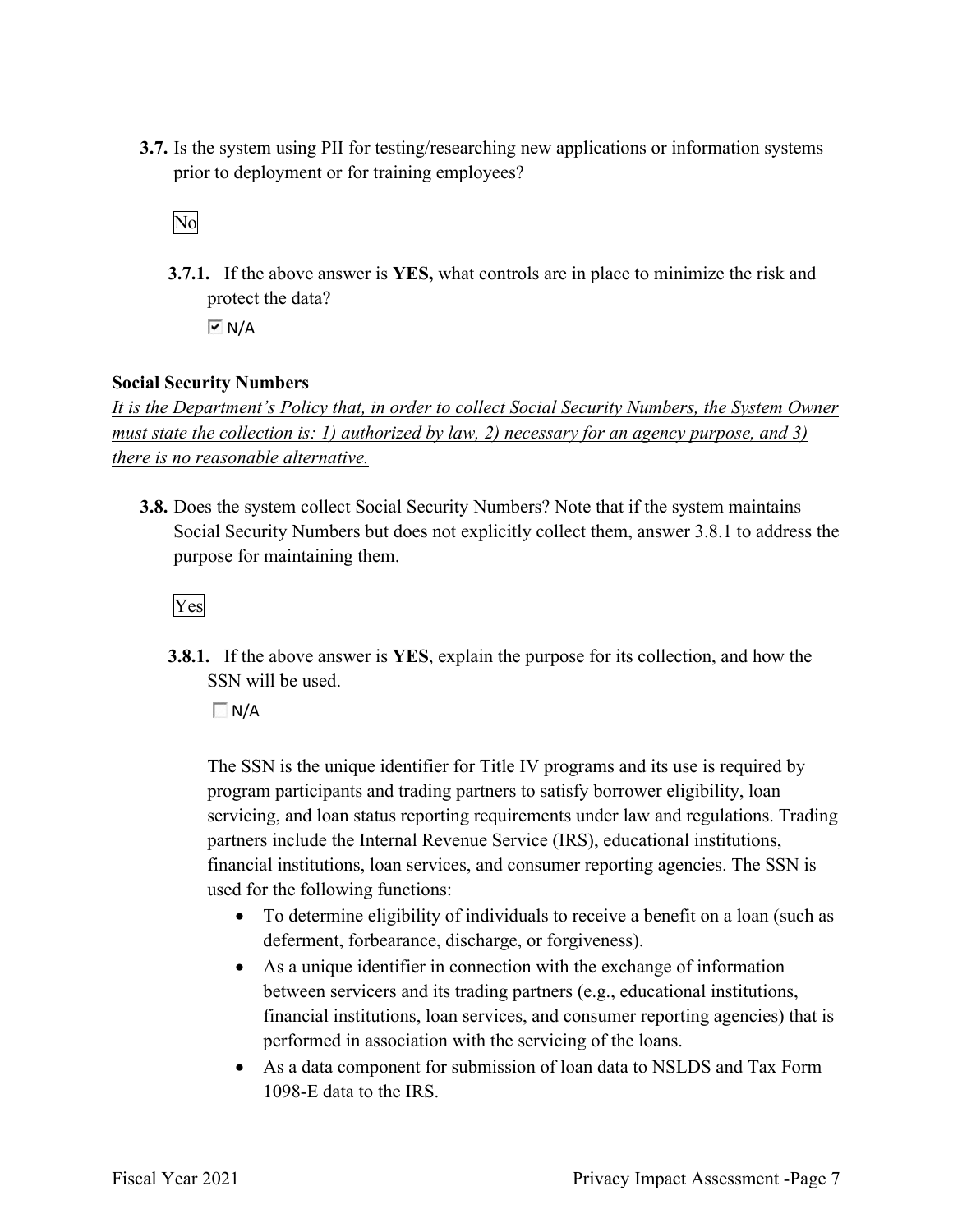**3.7.** Is the system using PII for testing/researching new applications or information systems prior to deployment or for training employees?

No

**3.7.1.** If the above answer is **YES,** what controls are in place to minimize the risk and protect the data?

☑ N/A

**Social Security Numbers**

*It is the Department's Policy that, in order to collect Social Security Numbers, the System Owner must state the collection is: 1) authorized by law, 2) necessary for an agency purpose, and 3) there is no reasonable alternative.*

**3.8.** Does the system collect Social Security Numbers? Note that if the system maintains Social Security Numbers but does not explicitly collect them, answer 3.8.1 to address the purpose for maintaining them.

Yes

**3.8.1.** If the above answer is **YES**, explain the purpose for its collection, and how the SSN will be used.

☐ N/A

The SSN is the unique identifier for Title IV programs and its use is required by program participants and trading partners to satisfy borrower eligibility, loan servicing, and loan status reporting requirements under law and regulations. Trading partners include the Internal Revenue Service (IRS), educational institutions, financial institutions, loan services, and consumer reporting agencies. The SSN is used for the following functions:

- To determine eligibility of individuals to receive a benefit on a loan (such as deferment, forbearance, discharge, or forgiveness).
- As a unique identifier in connection with the exchange of information between servicers and its trading partners (e.g., educational institutions, financial institutions, loan services, and consumer reporting agencies) that is performed in association with the servicing of the loans.
- As a data component for submission of loan data to NSLDS and Tax Form 1098-E data to the IRS.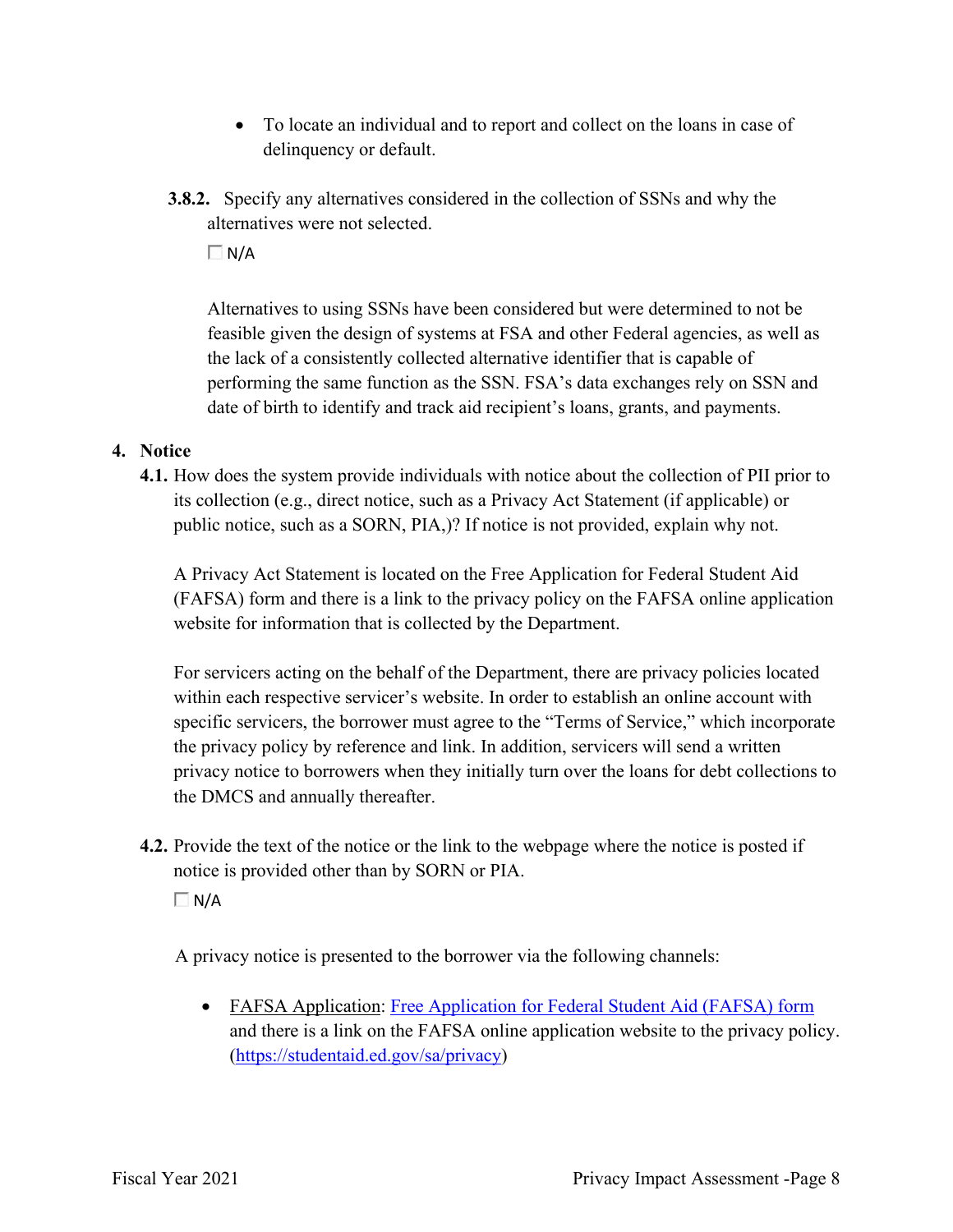- To locate an individual and to report and collect on the loans in case of delinquency or default.

**3.8.2.** Specify any alternatives considered in the collection of SSNs and why the alternatives were not selected.

☐ N/A

Alternatives to using SSNs have been considered but were determined to not be feasible given the design of systems at FSA and other Federal agencies, as well as the lack of a consistently collected alternative identifier that is capable of performing the same function as the SSN. FSA's data exchanges rely on SSN and date of birth to identify and track aid recipient's loans, grants, and payments.

## 4. Notice

**4.1.** How does the system provide individuals with notice about the collection of PII prior to its collection (e.g., direct notice, such as a Privacy Act Statement (if applicable) or public notice, such as a SORN, PIA,)? If notice is not provided, explain why not.

A Privacy Act Statement is located on the Free Application for Federal Student Aid (FAFSA) form and there is a link to the privacy policy on the FAFSA online application website for information that is collected by the Department.

For servicers acting on the behalf of the Department, there are privacy policies located within each respective servicer's website. In order to establish an online account with specific servicers, the borrower must agree to the "Terms of Service," which incorporate the privacy policy by reference and link. In addition, servicers will send a written privacy notice to borrowers when they initially turn over the loans for debt collections to the DMCS and annually thereafter.

**4.2.** Provide the text of the notice or the link to the webpage where the notice is posted if notice is provided other than by SORN or PIA.

☐ N/A

A privacy notice is presented to the borrower via the following channels:

- FAFSA Application: [Free Application for Federal Student Aid (FAFSA) form](https://studentaid.ed.gov/sa/privacy) and there is a link on the FAFSA online application website to the privacy policy. (https://studentaid.ed.gov/sa/privacy)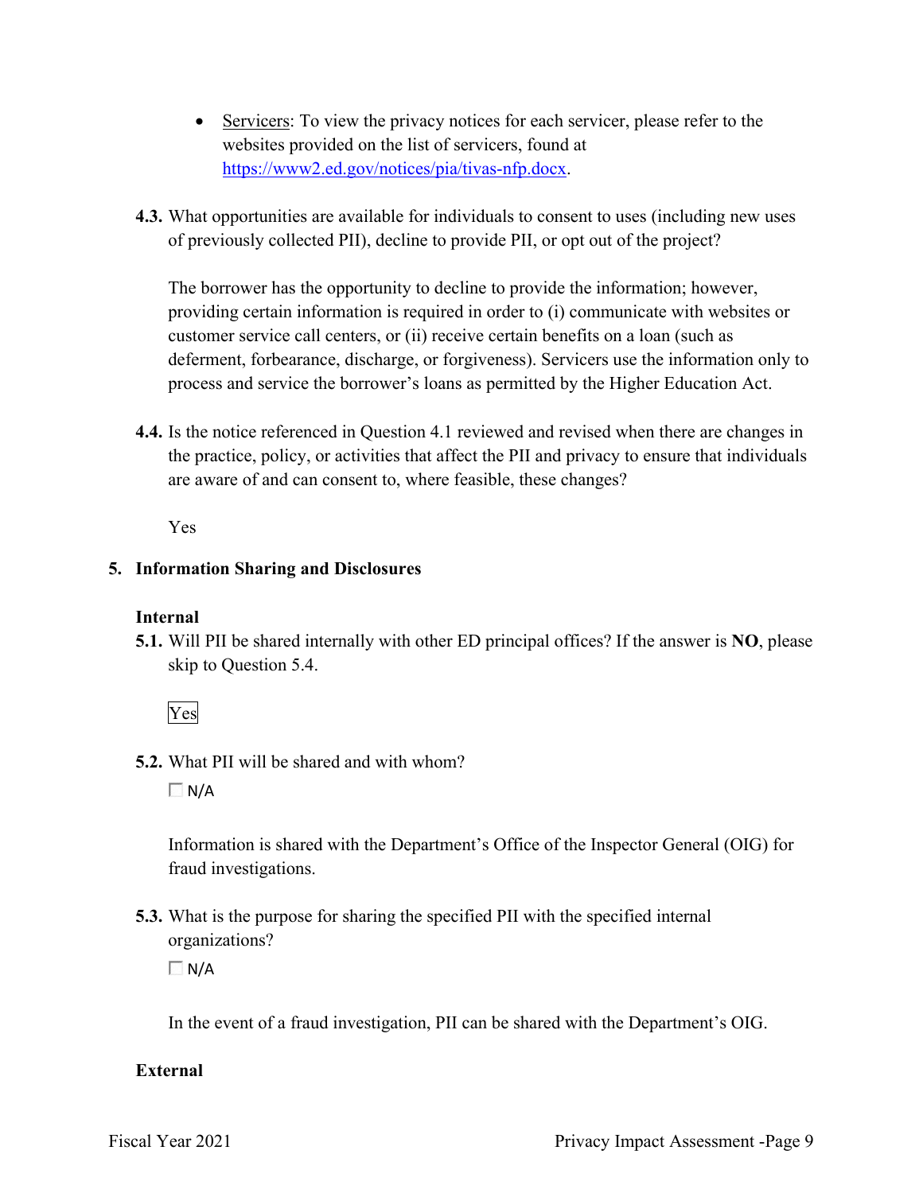- Servicers: To view the privacy notices for each servicer, please refer to the websites provided on the list of servicers, found at https://www2.ed.gov/notices/pia/tivas-nfp.docx.

**4.3.** What opportunities are available for individuals to consent to uses (including new uses of previously collected PII), decline to provide PII, or opt out of the project?

The borrower has the opportunity to decline to provide the information; however, providing certain information is required in order to (i) communicate with websites or customer service call centers, or (ii) receive certain benefits on a loan (such as deferment, forbearance, discharge, or forgiveness). Servicers use the information only to process and service the borrower's loans as permitted by the Higher Education Act.

**4.4.** Is the notice referenced in Question 4.1 reviewed and revised when there are changes in the practice, policy, or activities that affect the PII and privacy to ensure that individuals are aware of and can consent to, where feasible, these changes?

Yes

## 5. Information Sharing and Disclosures

### Internal

**5.1.** Will PII be shared internally with other ED principal offices? If the answer is **NO**, please skip to Question 5.4.

Yes

**5.2.** What PII will be shared and with whom?

☐ N/A

Information is shared with the Department's Office of the Inspector General (OIG) for fraud investigations.

**5.3.** What is the purpose for sharing the specified PII with the specified internal organizations?

☐ N/A

In the event of a fraud investigation, PII can be shared with the Department's OIG.

### External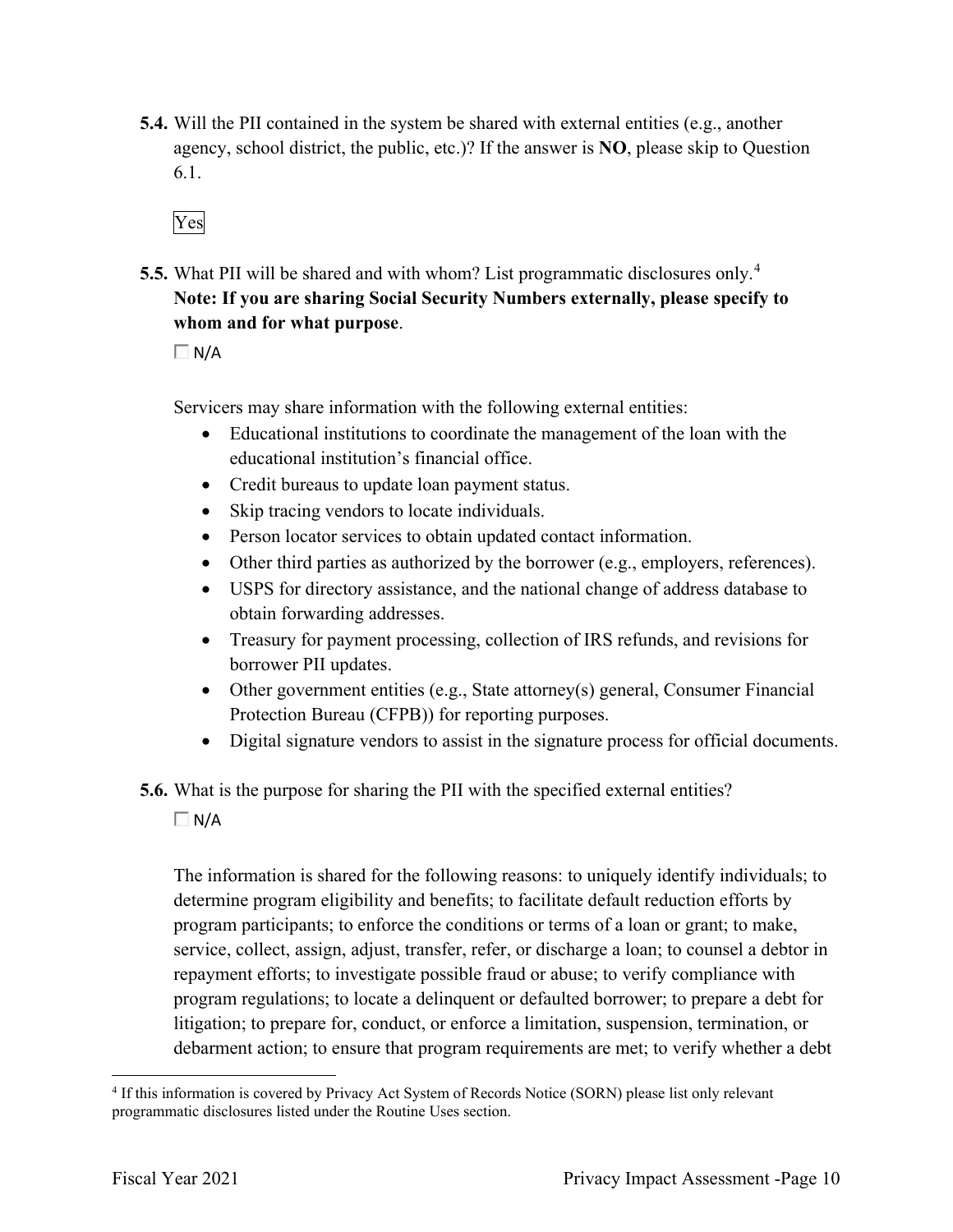**5.4.** Will the PII contained in the system be shared with external entities (e.g., another agency, school district, the public, etc.)? If the answer is **NO**, please skip to Question 6.1.

Yes

**5.5.** What PII will be shared and with whom? List programmatic disclosures only.[4] **Note: If you are sharing Social Security Numbers externally, please specify to whom and for what purpose**.

☐ N/A

Servicers may share information with the following external entities:

- Educational institutions to coordinate the management of the loan with the educational institution's financial office.
- Credit bureaus to update loan payment status.
- Skip tracing vendors to locate individuals.
- Person locator services to obtain updated contact information.
- Other third parties as authorized by the borrower (e.g., employers, references).
- USPS for directory assistance, and the national change of address database to obtain forwarding addresses.
- Treasury for payment processing, collection of IRS refunds, and revisions for borrower PII updates.
- Other government entities (e.g., State attorney(s) general, Consumer Financial Protection Bureau (CFPB)) for reporting purposes.
- Digital signature vendors to assist in the signature process for official documents.

**5.6.** What is the purpose for sharing the PII with the specified external entities?

☐ N/A

The information is shared for the following reasons: to uniquely identify individuals; to determine program eligibility and benefits; to facilitate default reduction efforts by program participants; to enforce the conditions or terms of a loan or grant; to make, service, collect, assign, adjust, transfer, refer, or discharge a loan; to counsel a debtor in repayment efforts; to investigate possible fraud or abuse; to verify compliance with program regulations; to locate a delinquent or defaulted borrower; to prepare a debt for litigation; to prepare for, conduct, or enforce a limitation, suspension, termination, or debarment action; to ensure that program requirements are met; to verify whether a debt

[4] If this information is covered by Privacy Act System of Records Notice (SORN) please list only relevant programmatic disclosures listed under the Routine Uses section.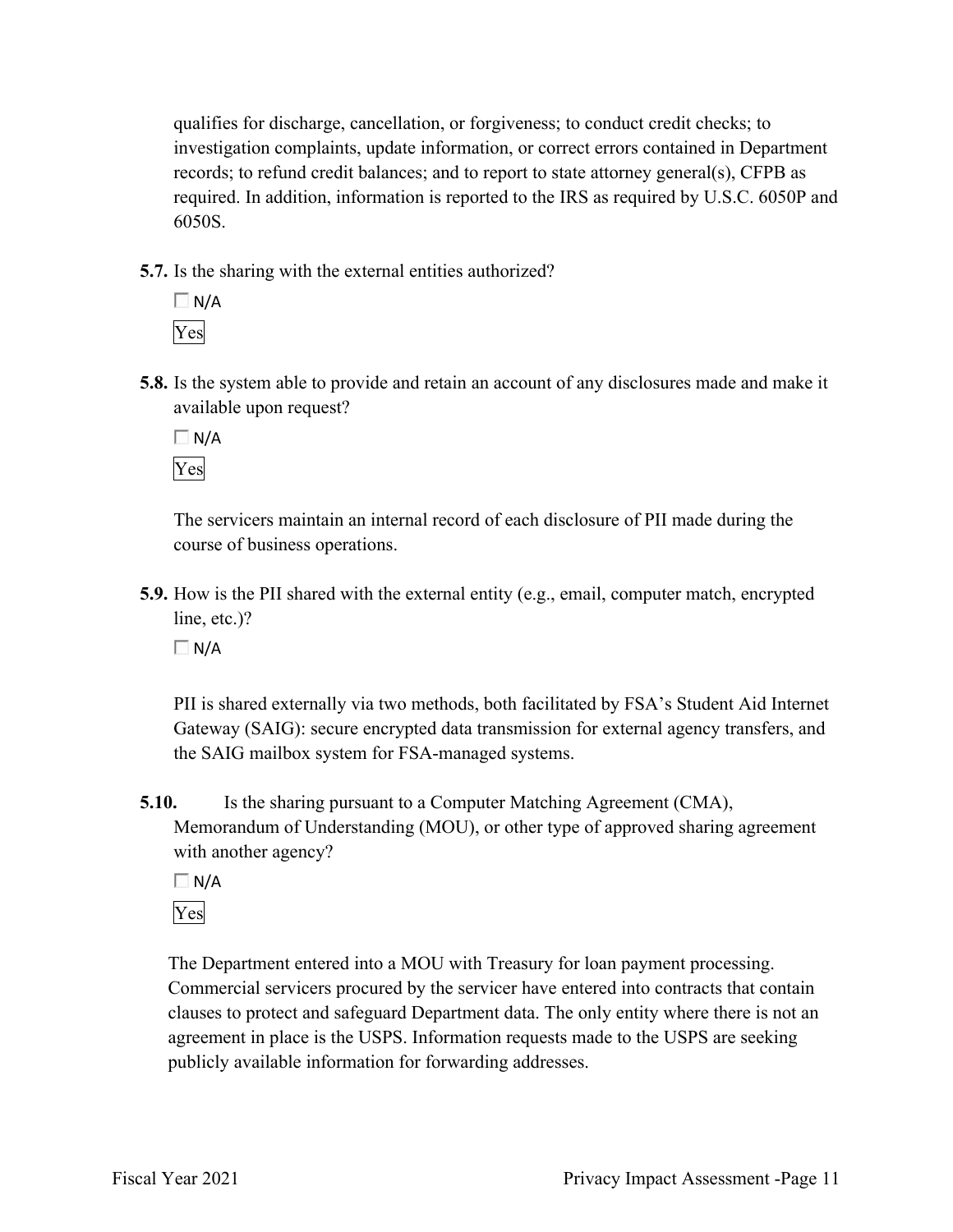qualifies for discharge, cancellation, or forgiveness; to conduct credit checks; to investigation complaints, update information, or correct errors contained in Department records; to refund credit balances; and to report to state attorney general(s), CFPB as required. In addition, information is reported to the IRS as required by U.S.C. 6050P and 6050S.

**5.7.** Is the sharing with the external entities authorized?

☐ N/A

Yes

**5.8.** Is the system able to provide and retain an account of any disclosures made and make it available upon request?

☐ N/A

Yes

The servicers maintain an internal record of each disclosure of PII made during the course of business operations.

**5.9.** How is the PII shared with the external entity (e.g., email, computer match, encrypted line, etc.)?

☐ N/A

PII is shared externally via two methods, both facilitated by FSA's Student Aid Internet Gateway (SAIG): secure encrypted data transmission for external agency transfers, and the SAIG mailbox system for FSA-managed systems.

**5.10.** Is the sharing pursuant to a Computer Matching Agreement (CMA), Memorandum of Understanding (MOU), or other type of approved sharing agreement with another agency?

☐ N/A

Yes

The Department entered into a MOU with Treasury for loan payment processing. Commercial servicers procured by the servicer have entered into contracts that contain clauses to protect and safeguard Department data. The only entity where there is not an agreement in place is the USPS. Information requests made to the USPS are seeking publicly available information for forwarding addresses.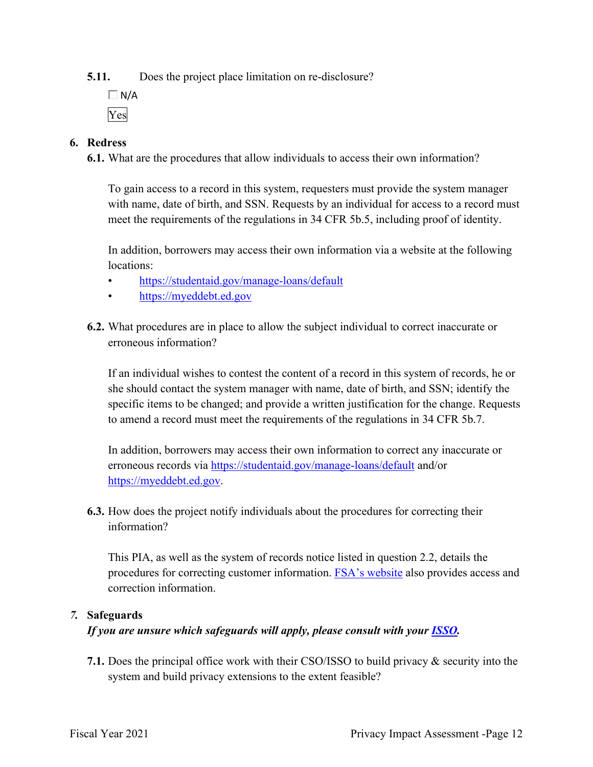**5.11.** Does the project place limitation on re-disclosure?

☐ N/A

Yes

## 6. Redress

**6.1.** What are the procedures that allow individuals to access their own information?

To gain access to a record in this system, requesters must provide the system manager with name, date of birth, and SSN. Requests by an individual for access to a record must meet the requirements of the regulations in 34 CFR 5b.5, including proof of identity.

In addition, borrowers may access their own information via a website at the following locations:

- https://studentaid.gov/manage-loans/default
- https://myeddebt.ed.gov

**6.2.** What procedures are in place to allow the subject individual to correct inaccurate or erroneous information?

If an individual wishes to contest the content of a record in this system of records, he or she should contact the system manager with name, date of birth, and SSN; identify the specific items to be changed; and provide a written justification for the change. Requests to amend a record must meet the requirements of the regulations in 34 CFR 5b.7.

In addition, borrowers may access their own information to correct any inaccurate or erroneous records via https://studentaid.gov/manage-loans/default and/or https://myeddebt.ed.gov.

**6.3.** How does the project notify individuals about the procedures for correcting their information?

This PIA, as well as the system of records notice listed in question 2.2, details the procedures for correcting customer information. FSA's website also provides access and correction information.

## *7.* Safeguards

***If you are unsure which safeguards will apply, please consult with your ISSO.***

**7.1.** Does the principal office work with their CSO/ISSO to build privacy & security into the system and build privacy extensions to the extent feasible?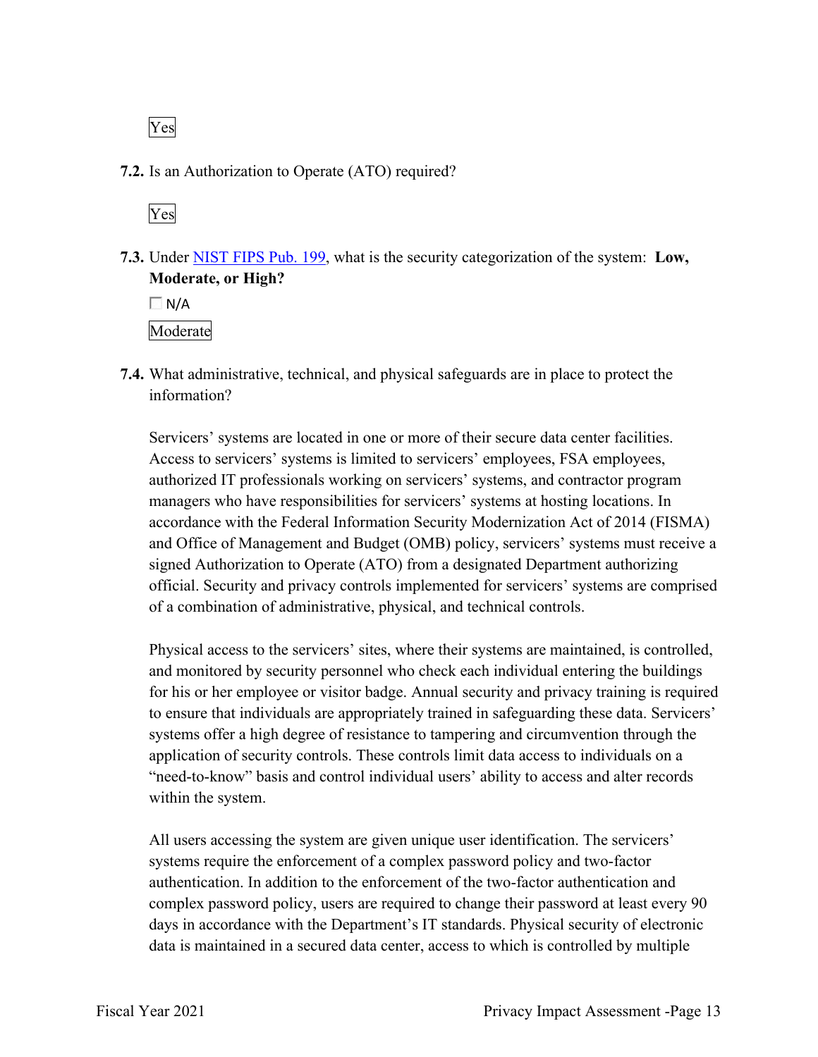Yes

**7.2.** Is an Authorization to Operate (ATO) required?

Yes

**7.3.** Under NIST FIPS Pub. 199, what is the security categorization of the system: **Low, Moderate, or High?**

☐ N/A

Moderate

**7.4.** What administrative, technical, and physical safeguards are in place to protect the information?

Servicers' systems are located in one or more of their secure data center facilities. Access to servicers' systems is limited to servicers' employees, FSA employees, authorized IT professionals working on servicers' systems, and contractor program managers who have responsibilities for servicers' systems at hosting locations. In accordance with the Federal Information Security Modernization Act of 2014 (FISMA) and Office of Management and Budget (OMB) policy, servicers' systems must receive a signed Authorization to Operate (ATO) from a designated Department authorizing official. Security and privacy controls implemented for servicers' systems are comprised of a combination of administrative, physical, and technical controls.

Physical access to the servicers' sites, where their systems are maintained, is controlled, and monitored by security personnel who check each individual entering the buildings for his or her employee or visitor badge. Annual security and privacy training is required to ensure that individuals are appropriately trained in safeguarding these data. Servicers' systems offer a high degree of resistance to tampering and circumvention through the application of security controls. These controls limit data access to individuals on a "need-to-know" basis and control individual users' ability to access and alter records within the system.

All users accessing the system are given unique user identification. The servicers' systems require the enforcement of a complex password policy and two-factor authentication. In addition to the enforcement of the two-factor authentication and complex password policy, users are required to change their password at least every 90 days in accordance with the Department's IT standards. Physical security of electronic data is maintained in a secured data center, access to which is controlled by multiple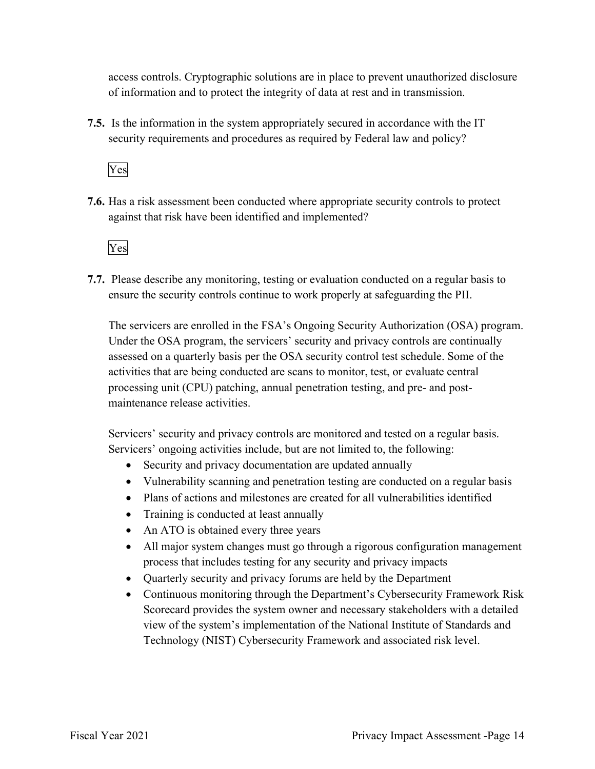access controls. Cryptographic solutions are in place to prevent unauthorized disclosure of information and to protect the integrity of data at rest and in transmission.

**7.5.** Is the information in the system appropriately secured in accordance with the IT security requirements and procedures as required by Federal law and policy?

Yes

**7.6.** Has a risk assessment been conducted where appropriate security controls to protect against that risk have been identified and implemented?

Yes

**7.7.** Please describe any monitoring, testing or evaluation conducted on a regular basis to ensure the security controls continue to work properly at safeguarding the PII.

The servicers are enrolled in the FSA's Ongoing Security Authorization (OSA) program. Under the OSA program, the servicers' security and privacy controls are continually assessed on a quarterly basis per the OSA security control test schedule. Some of the activities that are being conducted are scans to monitor, test, or evaluate central processing unit (CPU) patching, annual penetration testing, and pre- and post-maintenance release activities.

Servicers' security and privacy controls are monitored and tested on a regular basis. Servicers' ongoing activities include, but are not limited to, the following:

- Security and privacy documentation are updated annually
- Vulnerability scanning and penetration testing are conducted on a regular basis
- Plans of actions and milestones are created for all vulnerabilities identified
- Training is conducted at least annually
- An ATO is obtained every three years
- All major system changes must go through a rigorous configuration management process that includes testing for any security and privacy impacts
- Quarterly security and privacy forums are held by the Department
- Continuous monitoring through the Department's Cybersecurity Framework Risk Scorecard provides the system owner and necessary stakeholders with a detailed view of the system's implementation of the National Institute of Standards and Technology (NIST) Cybersecurity Framework and associated risk level.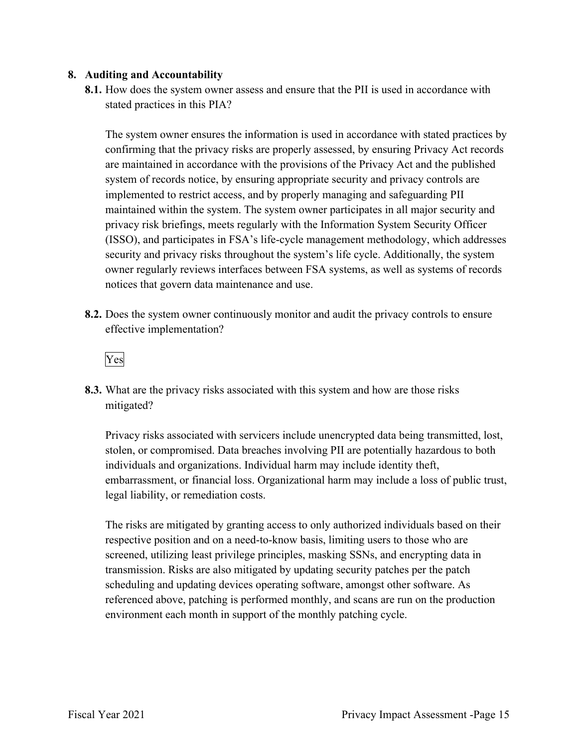## 8. Auditing and Accountability

**8.1.** How does the system owner assess and ensure that the PII is used in accordance with stated practices in this PIA?

The system owner ensures the information is used in accordance with stated practices by confirming that the privacy risks are properly assessed, by ensuring Privacy Act records are maintained in accordance with the provisions of the Privacy Act and the published system of records notice, by ensuring appropriate security and privacy controls are implemented to restrict access, and by properly managing and safeguarding PII maintained within the system. The system owner participates in all major security and privacy risk briefings, meets regularly with the Information System Security Officer (ISSO), and participates in FSA's life-cycle management methodology, which addresses security and privacy risks throughout the system's life cycle. Additionally, the system owner regularly reviews interfaces between FSA systems, as well as systems of records notices that govern data maintenance and use.

**8.2.** Does the system owner continuously monitor and audit the privacy controls to ensure effective implementation?

Yes

**8.3.** What are the privacy risks associated with this system and how are those risks mitigated?

Privacy risks associated with servicers include unencrypted data being transmitted, lost, stolen, or compromised. Data breaches involving PII are potentially hazardous to both individuals and organizations. Individual harm may include identity theft, embarrassment, or financial loss. Organizational harm may include a loss of public trust, legal liability, or remediation costs.

The risks are mitigated by granting access to only authorized individuals based on their respective position and on a need-to-know basis, limiting users to those who are screened, utilizing least privilege principles, masking SSNs, and encrypting data in transmission. Risks are also mitigated by updating security patches per the patch scheduling and updating devices operating software, amongst other software. As referenced above, patching is performed monthly, and scans are run on the production environment each month in support of the monthly patching cycle.